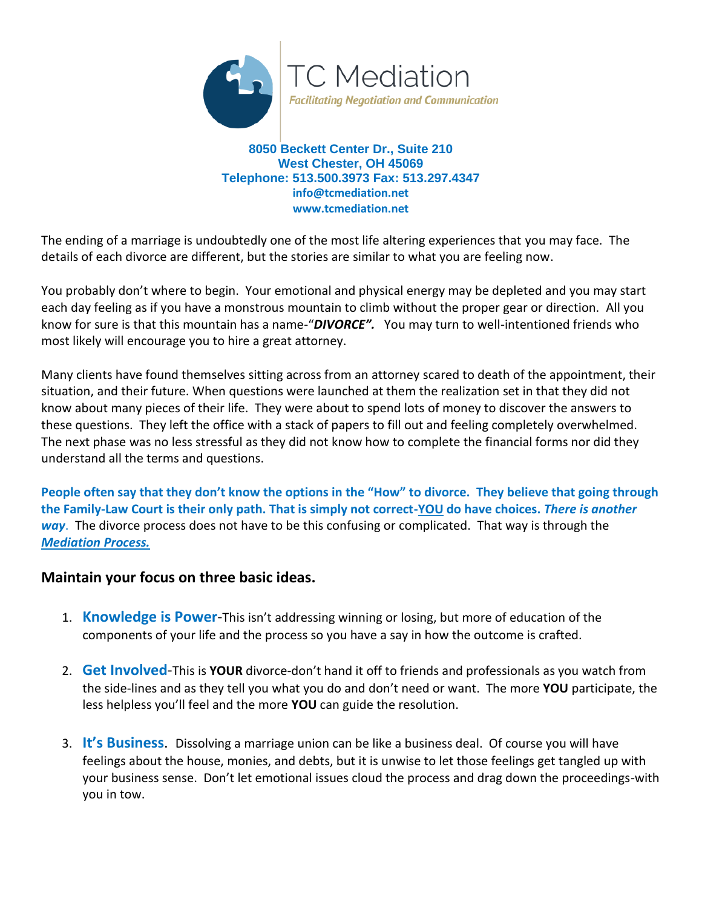# TC Mediation

*Facilitating Negotiation and Communication*

**8050 Beckett Center Dr., Suite 210**
**West Chester, OH 45069**
**Telephone: 513.500.3973 Fax: 513.297.4347**
**info@tcmediation.net**
**www.tcmediation.net**

The ending of a marriage is undoubtedly one of the most life altering experiences that you may face. The details of each divorce are different, but the stories are similar to what you are feeling now.

You probably don't where to begin. Your emotional and physical energy may be depleted and you may start each day feeling as if you have a monstrous mountain to climb without the proper gear or direction. All you know for sure is that this mountain has a name-"***DIVORCE".*** You may turn to well-intentioned friends who most likely will encourage you to hire a great attorney.

Many clients have found themselves sitting across from an attorney scared to death of the appointment, their situation, and their future. When questions were launched at them the realization set in that they did not know about many pieces of their life. They were about to spend lots of money to discover the answers to these questions. They left the office with a stack of papers to fill out and feeling completely overwhelmed. The next phase was no less stressful as they did not know how to complete the financial forms nor did they understand all the terms and questions.

**People often say that they don't know the options in the "How" to divorce. They believe that going through the Family-Law Court is their only path. That is simply not correct-YOU do have choices. *There is another way*.** The divorce process does not have to be this confusing or complicated. That way is through the ***Mediation Process.***

## Maintain your focus on three basic ideas.

1. **Knowledge is Power**-This isn't addressing winning or losing, but more of education of the components of your life and the process so you have a say in how the outcome is crafted.

2. **Get Involved**-This is **YOUR** divorce-don't hand it off to friends and professionals as you watch from the side-lines and as they tell you what you do and don't need or want. The more **YOU** participate, the less helpless you'll feel and the more **YOU** can guide the resolution.

3. **It's Business**. Dissolving a marriage union can be like a business deal. Of course you will have feelings about the house, monies, and debts, but it is unwise to let those feelings get tangled up with your business sense. Don't let emotional issues cloud the process and drag down the proceedings-with you in tow.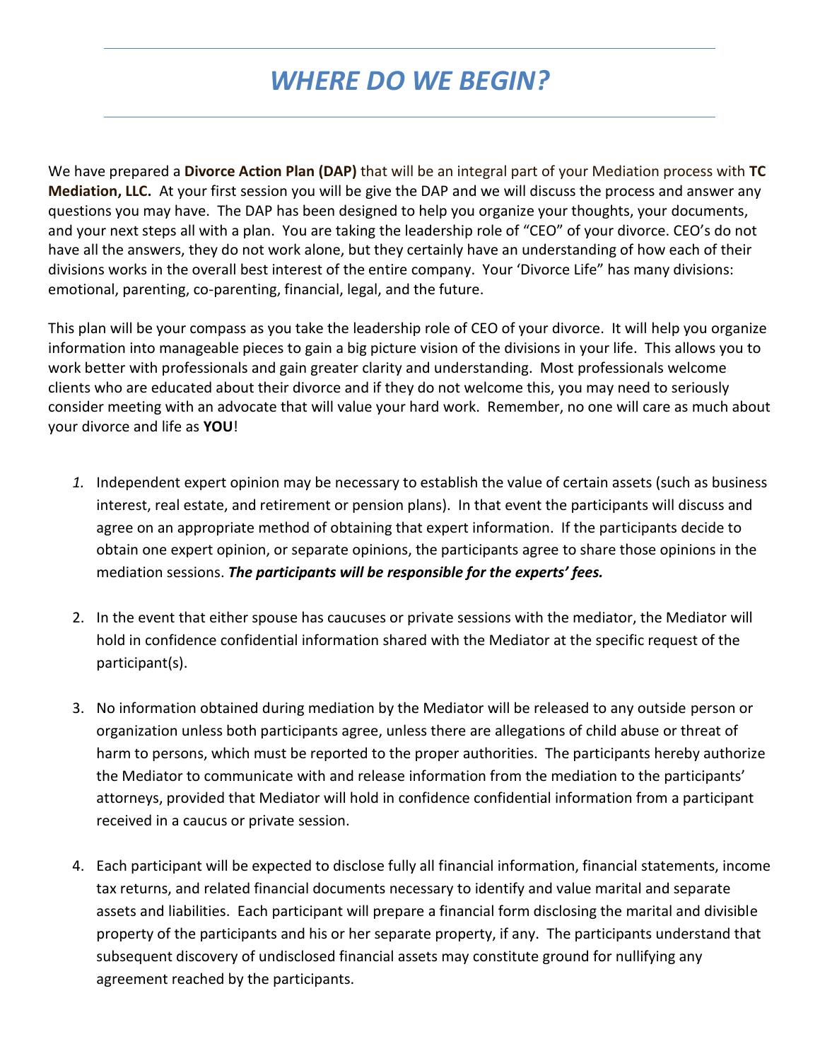# *WHERE DO WE BEGIN?*

We have prepared a **Divorce Action Plan (DAP)** that will be an integral part of your Mediation process with **TC Mediation, LLC.** At your first session you will be give the DAP and we will discuss the process and answer any questions you may have. The DAP has been designed to help you organize your thoughts, your documents, and your next steps all with a plan. You are taking the leadership role of "CEO" of your divorce. CEO's do not have all the answers, they do not work alone, but they certainly have an understanding of how each of their divisions works in the overall best interest of the entire company. Your 'Divorce Life" has many divisions: emotional, parenting, co-parenting, financial, legal, and the future.

This plan will be your compass as you take the leadership role of CEO of your divorce. It will help you organize information into manageable pieces to gain a big picture vision of the divisions in your life. This allows you to work better with professionals and gain greater clarity and understanding. Most professionals welcome clients who are educated about their divorce and if they do not welcome this, you may need to seriously consider meeting with an advocate that will value your hard work. Remember, no one will care as much about your divorce and life as **YOU**!

1. Independent expert opinion may be necessary to establish the value of certain assets (such as business interest, real estate, and retirement or pension plans). In that event the participants will discuss and agree on an appropriate method of obtaining that expert information. If the participants decide to obtain one expert opinion, or separate opinions, the participants agree to share those opinions in the mediation sessions. ***The participants will be responsible for the experts' fees.***

2. In the event that either spouse has caucuses or private sessions with the mediator, the Mediator will hold in confidence confidential information shared with the Mediator at the specific request of the participant(s).

3. No information obtained during mediation by the Mediator will be released to any outside person or organization unless both participants agree, unless there are allegations of child abuse or threat of harm to persons, which must be reported to the proper authorities. The participants hereby authorize the Mediator to communicate with and release information from the mediation to the participants' attorneys, provided that Mediator will hold in confidence confidential information from a participant received in a caucus or private session.

4. Each participant will be expected to disclose fully all financial information, financial statements, income tax returns, and related financial documents necessary to identify and value marital and separate assets and liabilities. Each participant will prepare a financial form disclosing the marital and divisible property of the participants and his or her separate property, if any. The participants understand that subsequent discovery of undisclosed financial assets may constitute ground for nullifying any agreement reached by the participants.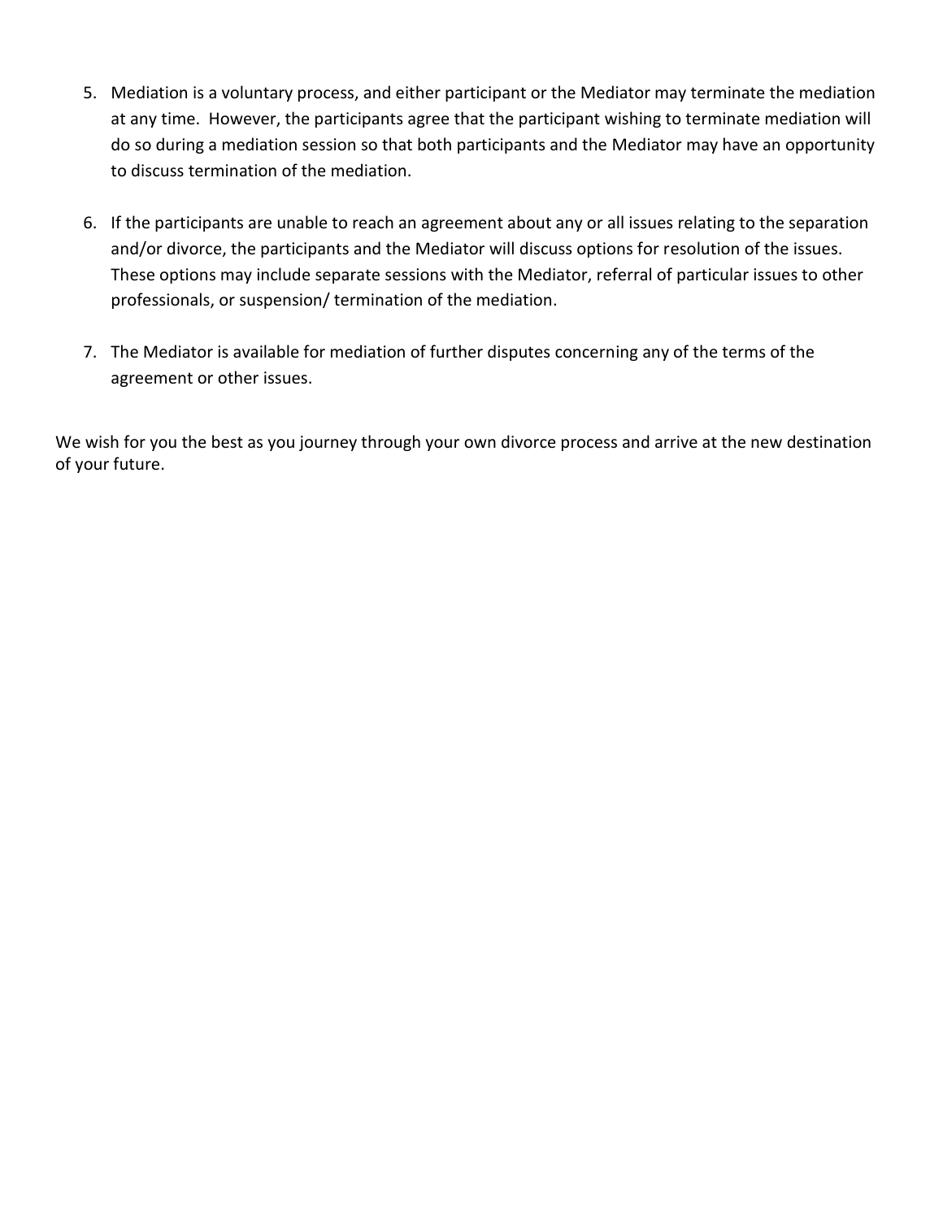5. Mediation is a voluntary process, and either participant or the Mediator may terminate the mediation at any time. However, the participants agree that the participant wishing to terminate mediation will do so during a mediation session so that both participants and the Mediator may have an opportunity to discuss termination of the mediation.

6. If the participants are unable to reach an agreement about any or all issues relating to the separation and/or divorce, the participants and the Mediator will discuss options for resolution of the issues. These options may include separate sessions with the Mediator, referral of particular issues to other professionals, or suspension/ termination of the mediation.

7. The Mediator is available for mediation of further disputes concerning any of the terms of the agreement or other issues.

We wish for you the best as you journey through your own divorce process and arrive at the new destination of your future.